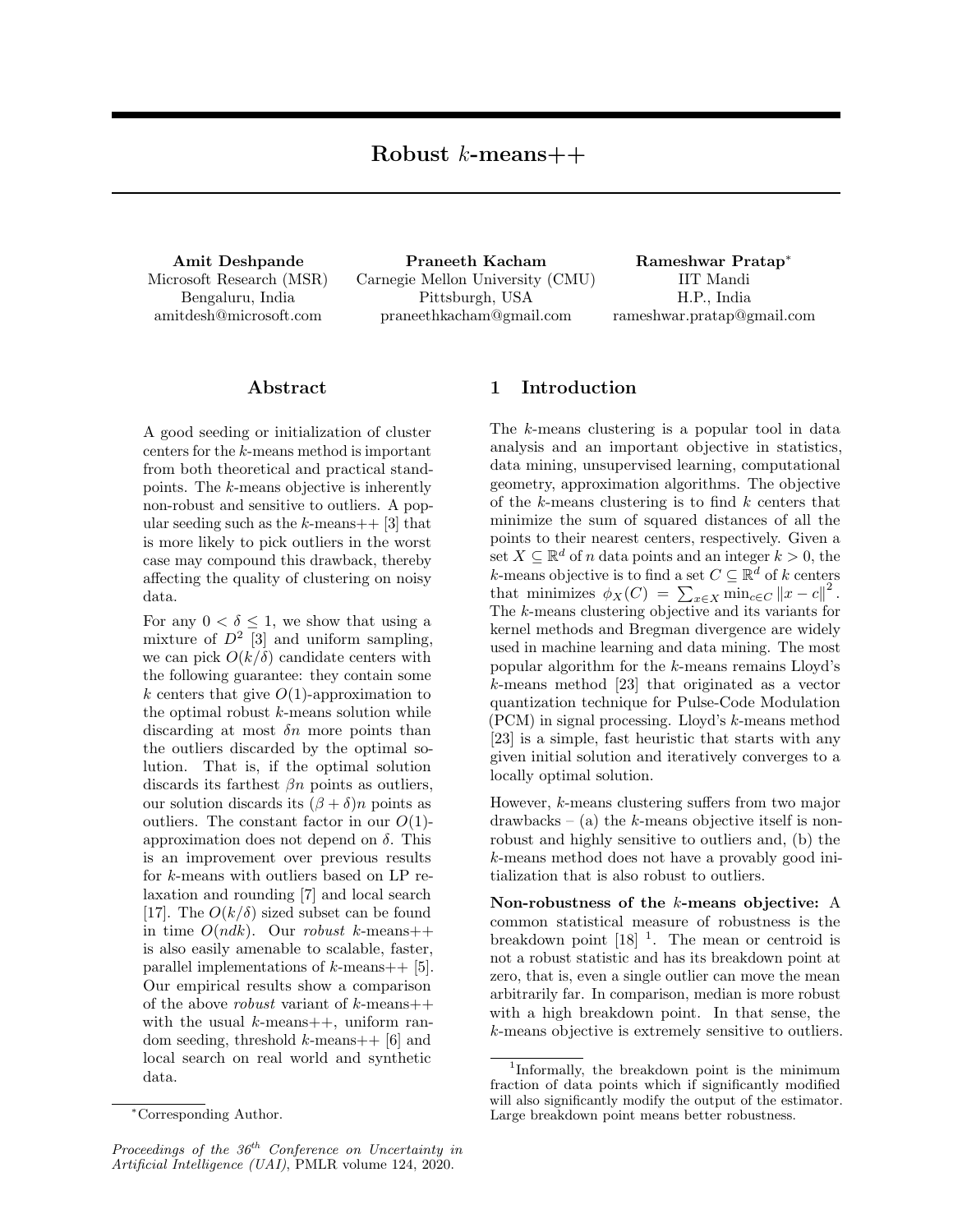# Robust $k$-means++

**Amit Deshpande**
Microsoft Research (MSR)
Bengaluru, India
amitdesh@microsoft.com

**Praneeth Kacham**
Carnegie Mellon University (CMU)
Pittsburgh, USA
praneethkacham@gmail.com

**Rameshwar Pratap***
IIT Mandi
H.P., India
rameshwar.pratap@gmail.com

## Abstract

A good seeding or initialization of cluster centers for the $k$-means method is important from both theoretical and practical standpoints. The $k$-means objective is inherently non-robust and sensitive to outliers. A popular seeding such as the $k$-means++ [3] that is more likely to pick outliers in the worst case may compound this drawback, thereby affecting the quality of clustering on noisy data.

For any $0 < \delta \leq 1$, we show that using a mixture of $D^2$ [3] and uniform sampling, we can pick $O(k/\delta)$ candidate centers with the following guarantee: they contain some $k$ centers that give $O(1)$-approximation to the optimal robust $k$-means solution while discarding at most $\delta n$ more points than the outliers discarded by the optimal solution. That is, if the optimal solution discards its farthest $\beta n$ points as outliers, our solution discards its $(\beta + \delta)n$ points as outliers. The constant factor in our $O(1)$-approximation does not depend on $\delta$. This is an improvement over previous results for $k$-means with outliers based on LP relaxation and rounding [7] and local search [17]. The $O(k/\delta)$ sized subset can be found in time $O(ndk)$. Our *robust* $k$-means++ is also easily amenable to scalable, faster, parallel implementations of $k$-means++ [5]. Our empirical results show a comparison of the above *robust* variant of $k$-means++ with the usual $k$-means++, uniform random seeding, threshold $k$-means++ [6] and local search on real world and synthetic data.

*Corresponding Author.

*Proceedings of the 36th Conference on Uncertainty in Artificial Intelligence (UAI)*, PMLR volume 124, 2020.

## 1 Introduction

The $k$-means clustering is a popular tool in data analysis and an important objective in statistics, data mining, unsupervised learning, computational geometry, approximation algorithms. The objective of the $k$-means clustering is to find $k$ centers that minimize the sum of squared distances of all the points to their nearest centers, respectively. Given a set $X \subseteq \mathbb{R}^d$ of $n$ data points and an integer $k > 0$, the $k$-means objective is to find a set $C \subseteq \mathbb{R}^d$ of $k$ centers that minimizes $\phi_X(C) = \sum_{x \in X} \min_{c \in C} \|x - c\|^2$. The $k$-means clustering objective and its variants for kernel methods and Bregman divergence are widely used in machine learning and data mining. The most popular algorithm for the $k$-means remains Lloyd's $k$-means method [23] that originated as a vector quantization technique for Pulse-Code Modulation (PCM) in signal processing. Lloyd's $k$-means method [23] is a simple, fast heuristic that starts with any given initial solution and iteratively converges to a locally optimal solution.

However, $k$-means clustering suffers from two major drawbacks – (a) the $k$-means objective itself is non-robust and highly sensitive to outliers and, (b) the $k$-means method does not have a provably good initialization that is also robust to outliers.

**Non-robustness of the $k$-means objective:** A common statistical measure of robustness is the breakdown point [18] [1]. The mean or centroid is not a robust statistic and has its breakdown point at zero, that is, even a single outlier can move the mean arbitrarily far. In comparison, median is more robust with a high breakdown point. In that sense, the $k$-means objective is extremely sensitive to outliers.

[1] Informally, the breakdown point is the minimum fraction of data points which if significantly modified will also significantly modify the output of the estimator. Large breakdown point means better robustness.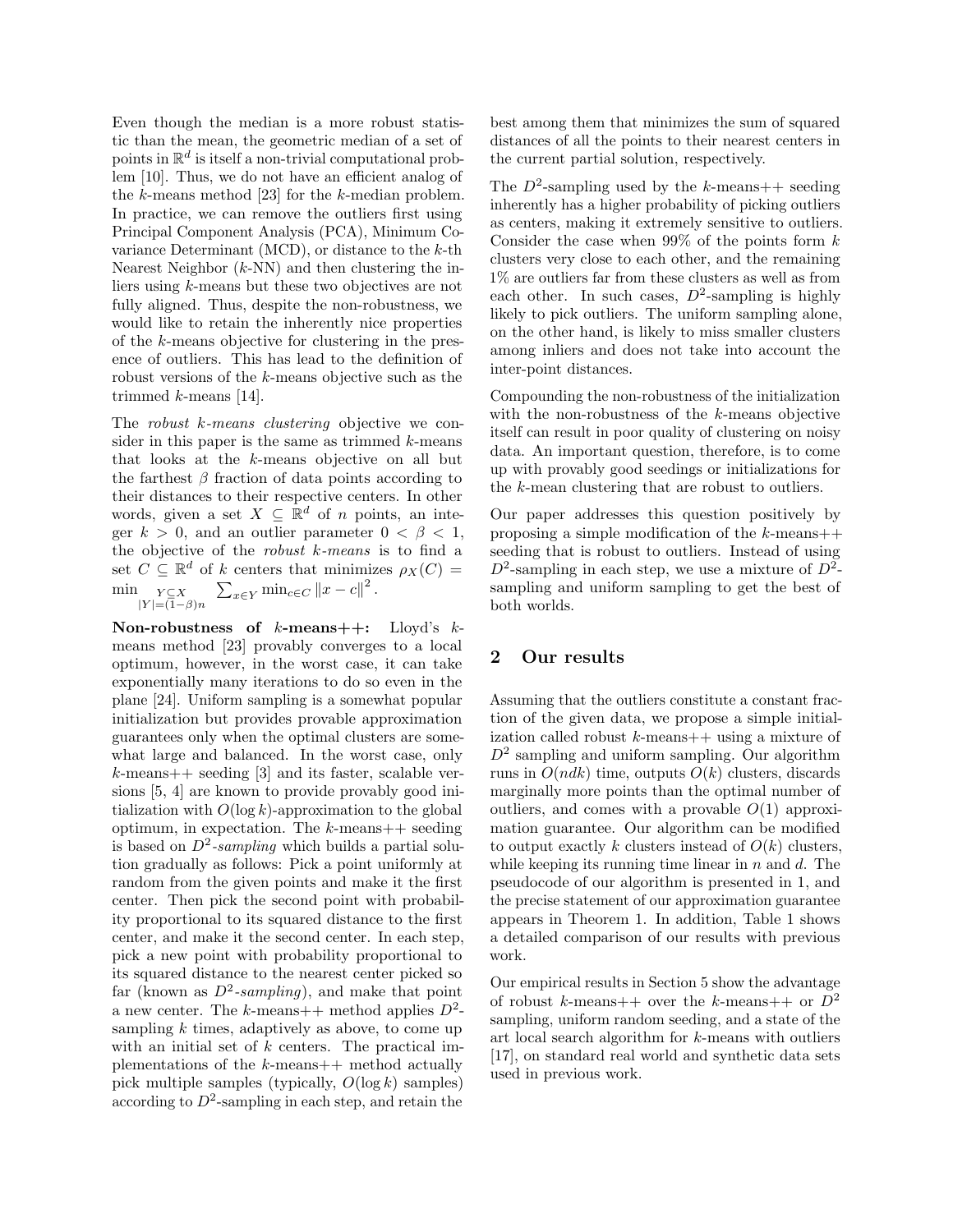Even though the median is a more robust statistic than the mean, the geometric median of a set of points in $\mathbb{R}^d$ is itself a non-trivial computational problem [10]. Thus, we do not have an efficient analog of the $k$-means method [23] for the $k$-median problem. In practice, we can remove the outliers first using Principal Component Analysis (PCA), Minimum Covariance Determinant (MCD), or distance to the $k$-th Nearest Neighbor ($k$-NN) and then clustering the inliers using $k$-means but these two objectives are not fully aligned. Thus, despite the non-robustness, we would like to retain the inherently nice properties of the $k$-means objective for clustering in the presence of outliers. This has lead to the definition of robust versions of the $k$-means objective such as the trimmed $k$-means [14].

The *robust k-means clustering* objective we consider in this paper is the same as trimmed $k$-means that looks at the $k$-means objective on all but the farthest $\beta$ fraction of data points according to their distances to their respective centers. In other words, given a set $X \subseteq \mathbb{R}^d$ of $n$ points, an integer $k > 0$, and an outlier parameter $0 < \beta < 1$, the objective of the *robust k-means* is to find a set $C \subseteq \mathbb{R}^d$ of $k$ centers that minimizes $\rho_X(C) = \min_{\substack{Y \subseteq X \\ |Y|=(1-\beta)n}} \sum_{x \in Y} \min_{c \in C} \|x - c\|^2$.

**Non-robustness of $k$-means++:** Lloyd's $k$-means method [23] provably converges to a local optimum, however, in the worst case, it can take exponentially many iterations to do so even in the plane [24]. Uniform sampling is a somewhat popular initialization but provides provable approximation guarantees only when the optimal clusters are somewhat large and balanced. In the worst case, only $k$-means++ seeding [3] and its faster, scalable versions [5, 4] are known to provide provably good initialization with $O(\log k)$-approximation to the global optimum, in expectation. The $k$-means++ seeding is based on *$D^2$-sampling* which builds a partial solution gradually as follows: Pick a point uniformly at random from the given points and make it the first center. Then pick the second point with probability proportional to its squared distance to the first center, and make it the second center. In each step, pick a new point with probability proportional to its squared distance to the nearest center picked so far (known as *$D^2$-sampling*), and make that point a new center. The $k$-means++ method applies $D^2$-sampling $k$ times, adaptively as above, to come up with an initial set of $k$ centers. The practical implementations of the $k$-means++ method actually pick multiple samples (typically, $O(\log k)$ samples) according to $D^2$-sampling in each step, and retain the best among them that minimizes the sum of squared distances of all the points to their nearest centers in the current partial solution, respectively.

The $D^2$-sampling used by the $k$-means++ seeding inherently has a higher probability of picking outliers as centers, making it extremely sensitive to outliers. Consider the case when 99% of the points form $k$ clusters very close to each other, and the remaining 1% are outliers far from these clusters as well as from each other. In such cases, $D^2$-sampling is highly likely to pick outliers. The uniform sampling alone, on the other hand, is likely to miss smaller clusters among inliers and does not take into account the inter-point distances.

Compounding the non-robustness of the initialization with the non-robustness of the $k$-means objective itself can result in poor quality of clustering on noisy data. An important question, therefore, is to come up with provably good seedings or initializations for the $k$-mean clustering that are robust to outliers.

Our paper addresses this question positively by proposing a simple modification of the $k$-means++ seeding that is robust to outliers. Instead of using $D^2$-sampling in each step, we use a mixture of $D^2$-sampling and uniform sampling to get the best of both worlds.

## 2 Our results

Assuming that the outliers constitute a constant fraction of the given data, we propose a simple initialization called robust $k$-means++ using a mixture of $D^2$ sampling and uniform sampling. Our algorithm runs in $O(ndk)$ time, outputs $O(k)$ clusters, discards marginally more points than the optimal number of outliers, and comes with a provable $O(1)$ approximation guarantee. Our algorithm can be modified to output exactly $k$ clusters instead of $O(k)$ clusters, while keeping its running time linear in $n$ and $d$. The pseudocode of our algorithm is presented in 1, and the precise statement of our approximation guarantee appears in Theorem 1. In addition, Table 1 shows a detailed comparison of our results with previous work.

Our empirical results in Section 5 show the advantage of robust $k$-means++ over the $k$-means++ or $D^2$ sampling, uniform random seeding, and a state of the art local search algorithm for $k$-means with outliers [17], on standard real world and synthetic data sets used in previous work.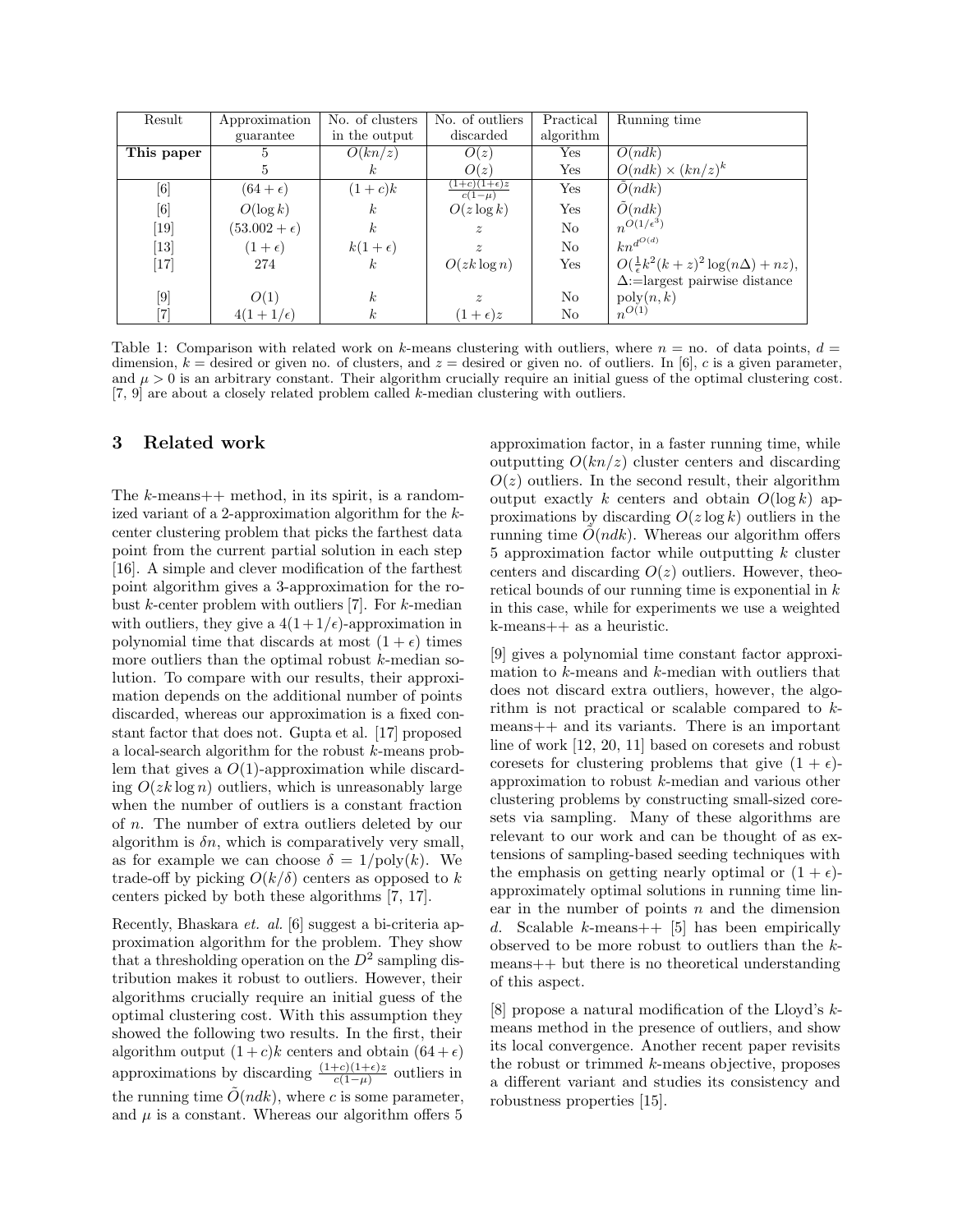| Result | Approximation guarantee | No. of clusters in the output | No. of outliers discarded | Practical algorithm | Running time |
|---|---|---|---|---|---|
| **This paper** | 5 | $O(kn/z)$ | $O(z)$ | Yes | $O(ndk)$ |
| | 5 | $k$ | $O(z)$ | Yes | $O(ndk) \times (kn/z)^k$ |
| [6] | $(64+\epsilon)$ | $(1+c)k$ | $\frac{(1+c)(1+\epsilon)z}{c(1-\mu)}$ | Yes | $\tilde{O}(ndk)$ |
| [6] | $O(\log k)$ | $k$ | $O(z \log k)$ | Yes | $\tilde{O}(ndk)$ |
| [19] | $(53.002+\epsilon)$ | $k$ | $z$ | No | $n^{O(1/\epsilon^3)}$ |
| [13] | $(1+\epsilon)$ | $k(1+\epsilon)$ | $z$ | No | $kn^{d^{O(d)}}$ |
| [17] | 274 | $k$ | $O(zk \log n)$ | Yes | $O(\frac{1}{\epsilon}k^2(k+z)^2 \log(n\Delta) + nz)$, $\Delta$:=largest pairwise distance |
| [9] | $O(1)$ | $k$ | $z$ | No | $\text{poly}(n,k)$ |
| [7] | $4(1+1/\epsilon)$ | $k$ | $(1+\epsilon)z$ | No | $n^{O(1)}$ |

Table 1: Comparison with related work on $k$-means clustering with outliers, where $n$ = no. of data points, $d$ = dimension, $k$ = desired or given no. of clusters, and $z$ = desired or given no. of outliers. In [6], $c$ is a given parameter, and $\mu > 0$ is an arbitrary constant. Their algorithm crucially require an initial guess of the optimal clustering cost. [7, 9] are about a closely related problem called $k$-median clustering with outliers.

## 3 Related work

The $k$-means++ method, in its spirit, is a randomized variant of a 2-approximation algorithm for the $k$-center clustering problem that picks the farthest data point from the current partial solution in each step [16]. A simple and clever modification of the farthest point algorithm gives a 3-approximation for the robust $k$-center problem with outliers [7]. For $k$-median with outliers, they give a $4(1+1/\epsilon)$-approximation in polynomial time that discards at most $(1+\epsilon)$ times more outliers than the optimal robust $k$-median solution. To compare with our results, their approximation depends on the additional number of points discarded, whereas our approximation is a fixed constant factor that does not. Gupta et al. [17] proposed a local-search algorithm for the robust $k$-means problem that gives a $O(1)$-approximation while discarding $O(zk \log n)$ outliers, which is unreasonably large when the number of outliers is a constant fraction of $n$. The number of extra outliers deleted by our algorithm is $\delta n$, which is comparatively very small, as for example we can choose $\delta = 1/\text{poly}(k)$. We trade-off by picking $O(k/\delta)$ centers as opposed to $k$ centers picked by both these algorithms [7, 17].

Recently, Bhaskara *et. al.* [6] suggest a bi-criteria approximation algorithm for the problem. They show that a thresholding operation on the $D^2$ sampling distribution makes it robust to outliers. However, their algorithms crucially require an initial guess of the optimal clustering cost. With this assumption they showed the following two results. In the first, their algorithm output $(1+c)k$ centers and obtain $(64+\epsilon)$ approximations by discarding $\frac{(1+c)(1+\epsilon)z}{c(1-\mu)}$ outliers in the running time $\tilde{O}(ndk)$, where $c$ is some parameter, and $\mu$ is a constant. Whereas our algorithm offers 5 approximation factor, in a faster running time, while outputting $O(kn/z)$ cluster centers and discarding $O(z)$ outliers. In the second result, their algorithm output exactly $k$ centers and obtain $O(\log k)$ approximations by discarding $O(z \log k)$ outliers in the running time $\tilde{O}(ndk)$. Whereas our algorithm offers 5 approximation factor while outputting $k$ cluster centers and discarding $O(z)$ outliers. However, theoretical bounds of our running time is exponential in $k$ in this case, while for experiments we use a weighted k-means++ as a heuristic.

[9] gives a polynomial time constant factor approximation to $k$-means and $k$-median with outliers that does not discard extra outliers, however, the algorithm is not practical or scalable compared to $k$-means++ and its variants. There is an important line of work [12, 20, 11] based on coresets and robust coresets for clustering problems that give $(1+\epsilon)$-approximation to robust $k$-median and various other clustering problems by constructing small-sized coresets via sampling. Many of these algorithms are relevant to our work and can be thought of as extensions of sampling-based seeding techniques with the emphasis on getting nearly optimal or $(1+\epsilon)$-approximately optimal solutions in running time linear in the number of points $n$ and the dimension $d$. Scalable $k$-means++ [5] has been empirically observed to be more robust to outliers than the $k$-means++ but there is no theoretical understanding of this aspect.

[8] propose a natural modification of the Lloyd's $k$-means method in the presence of outliers, and show its local convergence. Another recent paper revisits the robust or trimmed $k$-means objective, proposes a different variant and studies its consistency and robustness properties [15].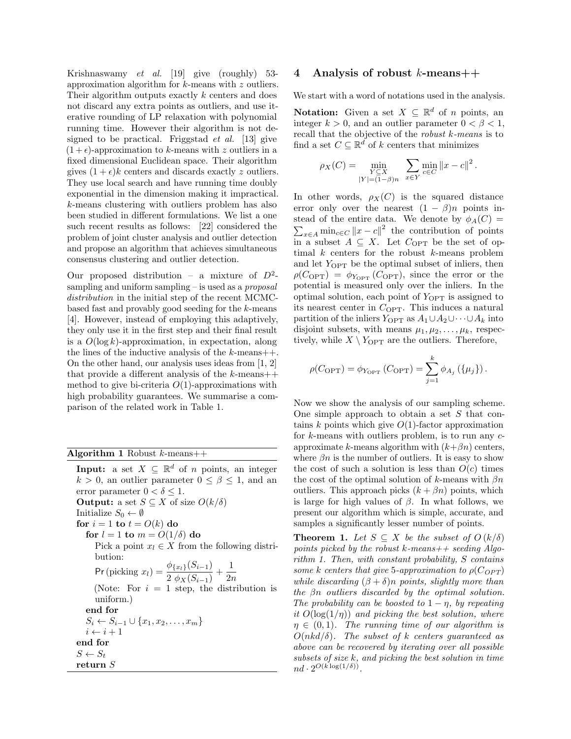Krishnaswamy *et al.* [19] give (roughly) 53-approximation algorithm for $k$-means with $z$ outliers. Their algorithm outputs exactly $k$ centers and does not discard any extra points as outliers, and use iterative rounding of LP relaxation with polynomial running time. However their algorithm is not designed to be practical. Friggstad *et al.* [13] give $(1+\epsilon)$-approximation to $k$-means with $z$ outliers in a fixed dimensional Euclidean space. Their algorithm gives $(1+\epsilon)k$ centers and discards exactly $z$ outliers. They use local search and have running time doubly exponential in the dimension making it impractical. $k$-means clustering with outliers problem has also been studied in different formulations. We list a one such recent results as follows: [22] considered the problem of joint cluster analysis and outlier detection and propose an algorithm that achieves simultaneous consensus clustering and outlier detection.

Our proposed distribution – a mixture of $D^2$-sampling and uniform sampling – is used as a *proposal distribution* in the initial step of the recent MCMC-based fast and provably good seeding for the $k$-means [4]. However, instead of employing this adaptively, they only use it in the first step and their final result is a $O(\log k)$-approximation, in expectation, along the lines of the inductive analysis of the $k$-means++. On the other hand, our analysis uses ideas from [1, 2] that provide a different analysis of the $k$-means++ method to give bi-criteria $O(1)$-approximations with high probability guarantees. We summarise a comparison of the related work in Table 1.

**Algorithm 1** Robust $k$-means++

**Input:** a set $X \subseteq \mathbb{R}^d$ of $n$ points, an integer $k > 0$, an outlier parameter $0 \leq \beta \leq 1$, and an error parameter $0 < \delta \leq 1$.
**Output:** a set $S \subseteq X$ of size $O(k/\delta)$
Initialize $S_0 \leftarrow \emptyset$
**for** $i = 1$ **to** $t = O(k)$ **do**
  **for** $l = 1$ **to** $m = O(1/\delta)$ **do**
    Pick a point $x_l \in X$ from the following distribution:
    $\Pr(\text{picking } x_l) = \dfrac{\phi_{\{x_l\}}(S_{i-1})}{2\ \phi_X(S_{i-1})} + \dfrac{1}{2n}$
    (Note: For $i = 1$ step, the distribution is uniform.)
  **end for**
  $S_i \leftarrow S_{i-1} \cup \{x_1, x_2, \ldots, x_m\}$
  $i \leftarrow i + 1$
**end for**
$S \leftarrow S_t$
**return** $S$

## 4 Analysis of robust $k$-means++

We start with a word of notations used in the analysis.

**Notation:** Given a set $X \subseteq \mathbb{R}^d$ of $n$ points, an integer $k > 0$, and an outlier parameter $0 < \beta < 1$, recall that the objective of the *robust k-means* is to find a set $C \subseteq \mathbb{R}^d$ of $k$ centers that minimizes

$$\rho_X(C) = \min_{\substack{Y \subseteq X \\ |Y|=(1-\beta)n}} \sum_{x \in Y} \min_{c \in C} \|x - c\|^2 .$$

In other words, $\rho_X(C)$ is the squared distance error only over the nearest $(1-\beta)n$ points instead of the entire data. We denote by $\phi_A(C) = \sum_{x \in A} \min_{c \in C} \|x - c\|^2$ the contribution of points in a subset $A \subseteq X$. Let $C_{\text{OPT}}$ be the set of optimal $k$ centers for the robust $k$-means problem and let $Y_{\text{OPT}}$ be the optimal subset of inliers, then $\rho(C_{\text{OPT}}) = \phi_{Y_{\text{OPT}}}(C_{\text{OPT}})$, since the error or the potential is measured only over the inliers. In the optimal solution, each point of $Y_{\text{OPT}}$ is assigned to its nearest center in $C_{\text{OPT}}$. This induces a natural partition of the inliers $Y_{\text{OPT}}$ as $A_1 \cup A_2 \cup \cdots \cup A_k$ into disjoint subsets, with means $\mu_1, \mu_2, \ldots, \mu_k$, respectively, while $X \setminus Y_{\text{OPT}}$ are the outliers. Therefore,

$$\rho(C_{\text{OPT}}) = \phi_{Y_{\text{OPT}}}(C_{\text{OPT}}) = \sum_{j=1}^{k} \phi_{A_j}(\{\mu_j\}) .$$

Now we show the analysis of our sampling scheme. One simple approach to obtain a set $S$ that contains $k$ points which give $O(1)$-factor approximation for $k$-means with outliers problem, is to run any $c$-approximate $k$-means algorithm with $(k+\beta n)$ centers, where $\beta n$ is the number of outliers. It is easy to show the cost of such a solution is less than $O(c)$ times the cost of the optimal solution of $k$-means with $\beta n$ outliers. This approach picks $(k+\beta n)$ points, which is large for high values of $\beta$. In what follows, we present our algorithm which is simple, accurate, and samples a significantly lesser number of points.

**Theorem 1.** *Let $S \subseteq X$ be the subset of $O(k/\delta)$ points picked by the robust $k$-means++ seeding Algorithm 1. Then, with constant probability, $S$ contains some $k$ centers that give 5-approximation to $\rho(C_{OPT})$ while discarding $(\beta+\delta)n$ points, slightly more than the $\beta n$ outliers discarded by the optimal solution. The probability can be boosted to $1-\eta$, by repeating it $O(\log(1/\eta))$ and picking the best solution, where $\eta \in (0,1)$. The running time of our algorithm is $O(nkd/\delta)$. The subset of $k$ centers guaranteed as above can be recovered by iterating over all possible subsets of size $k$, and picking the best solution in time $nd \cdot 2^{O(k \log(1/\delta))}$.*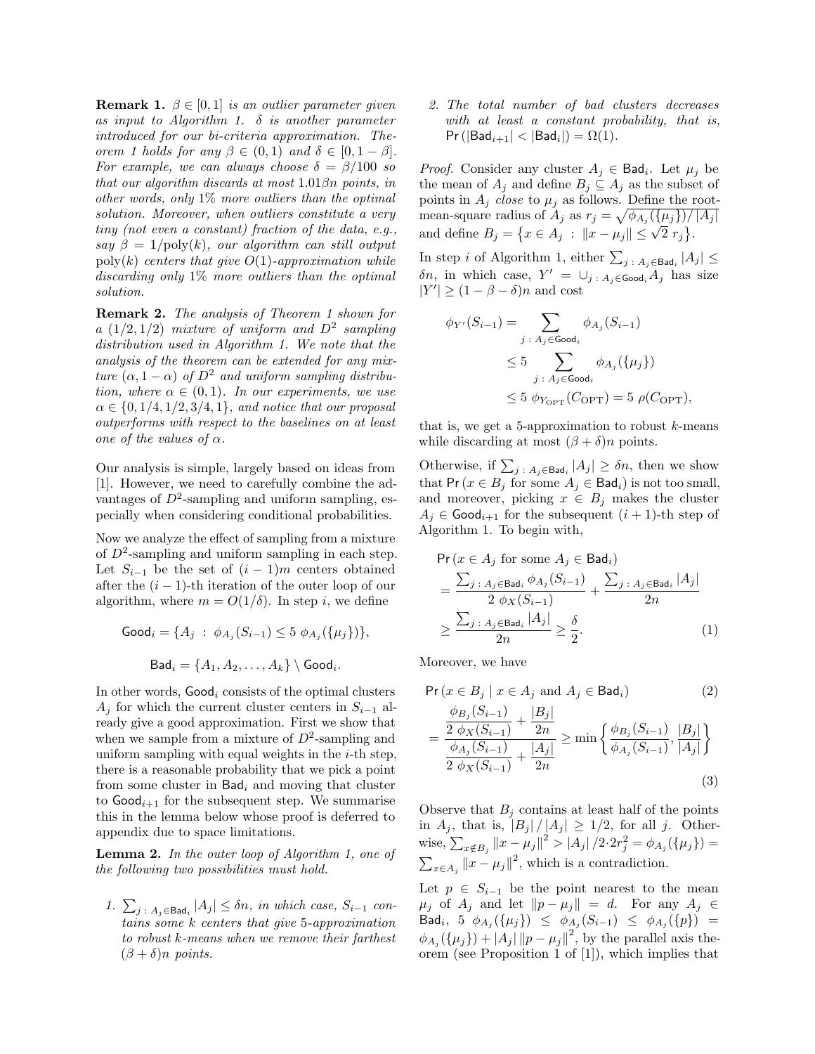**Remark 1.** *$\beta \in [0,1]$ is an outlier parameter given as input to Algorithm 1. $\delta$ is another parameter introduced for our bi-criteria approximation. Theorem 1 holds for any $\beta \in (0,1)$ and $\delta \in [0, 1-\beta]$. For example, we can always choose $\delta = \beta/100$ so that our algorithm discards at most $1.01\beta n$ points, in other words, only 1% more outliers than the optimal solution. Moreover, when outliers constitute a very tiny (not even a constant) fraction of the data, e.g., say $\beta = 1/\mathrm{poly}(k)$, our algorithm can still output $\mathrm{poly}(k)$ centers that give $O(1)$-approximation while discarding only 1% more outliers than the optimal solution.*

**Remark 2.** *The analysis of Theorem 1 shown for a $(1/2, 1/2)$ mixture of uniform and $D^2$ sampling distribution used in Algorithm 1. We note that the analysis of the theorem can be extended for any mixture $(\alpha, 1-\alpha)$ of $D^2$ and uniform sampling distribution, where $\alpha \in (0,1)$. In our experiments, we use $\alpha \in \{0, 1/4, 1/2, 3/4, 1\}$, and notice that our proposal outperforms with respect to the baselines on at least one of the values of $\alpha$.*

Our analysis is simple, largely based on ideas from [1]. However, we need to carefully combine the advantages of $D^2$-sampling and uniform sampling, especially when considering conditional probabilities.

Now we analyze the effect of sampling from a mixture of $D^2$-sampling and uniform sampling in each step. Let $S_{i-1}$ be the set of $(i-1)m$ centers obtained after the $(i-1)$-th iteration of the outer loop of our algorithm, where $m = O(1/\delta)$. In step $i$, we define

$$\mathsf{Good}_i = \{A_j \; : \; \phi_{A_j}(S_{i-1}) \leq 5 \; \phi_{A_j}(\{\mu_j\})\},$$

$$\mathsf{Bad}_i = \{A_1, A_2, \ldots, A_k\} \setminus \mathsf{Good}_i.$$

In other words, $\mathsf{Good}_i$ consists of the optimal clusters $A_j$ for which the current cluster centers in $S_{i-1}$ already give a good approximation. First we show that when we sample from a mixture of $D^2$-sampling and uniform sampling with equal weights in the $i$-th step, there is a reasonable probability that we pick a point from some cluster in $\mathsf{Bad}_i$ and moving that cluster to $\mathsf{Good}_{i+1}$ for the subsequent step. We summarise this in the lemma below whose proof is deferred to appendix due to space limitations.

**Lemma 2.** *In the outer loop of Algorithm 1, one of the following two possibilities must hold.*

1. *$\sum_{j \,:\, A_j \in \mathsf{Bad}_i} |A_j| \leq \delta n$, in which case, $S_{i-1}$ contains some $k$ centers that give 5-approximation to robust $k$-means when we remove their farthest $(\beta + \delta)n$ points.*
2. *The total number of bad clusters decreases with at least a constant probability, that is, $\Pr(|\mathsf{Bad}_{i+1}| < |\mathsf{Bad}_i|) = \Omega(1)$.*

*Proof.* Consider any cluster $A_j \in \mathsf{Bad}_i$. Let $\mu_j$ be the mean of $A_j$ and define $B_j \subseteq A_j$ as the subset of points in $A_j$ *close* to $\mu_j$ as follows. Define the root-mean-square radius of $A_j$ as $r_j = \sqrt{\phi_{A_j}(\{\mu_j\})/|A_j|}$ and define $B_j = \{x \in A_j \; : \; \|x - \mu_j\| \leq \sqrt{2}\, r_j\}$.

In step $i$ of Algorithm 1, either $\sum_{j \,:\, A_j \in \mathsf{Bad}_i} |A_j| \leq \delta n$, in which case, $Y' = \cup_{j \,:\, A_j \in \mathsf{Good}_i} A_j$ has size $|Y'| \geq (1 - \beta - \delta)n$ and cost

$$\begin{aligned}
\phi_{Y'}(S_{i-1}) &= \sum_{j \,:\, A_j \in \mathsf{Good}_i} \phi_{A_j}(S_{i-1}) \\
&\leq 5 \sum_{j \,:\, A_j \in \mathsf{Good}_i} \phi_{A_j}(\{\mu_j\}) \\
&\leq 5 \; \phi_{Y_{\mathrm{OPT}}}(C_{\mathrm{OPT}}) = 5 \; \rho(C_{\mathrm{OPT}}),
\end{aligned}$$

that is, we get a 5-approximation to robust $k$-means while discarding at most $(\beta + \delta)n$ points.

Otherwise, if $\sum_{j \,:\, A_j \in \mathsf{Bad}_i} |A_j| \geq \delta n$, then we show that $\Pr(x \in B_j \text{ for some } A_j \in \mathsf{Bad}_i)$ is not too small, and moreover, picking $x \in B_j$ makes the cluster $A_j \in \mathsf{Good}_{i+1}$ for the subsequent $(i+1)$-th step of Algorithm 1. To begin with,

$$\begin{aligned}
&\Pr(x \in A_j \text{ for some } A_j \in \mathsf{Bad}_i) \\
&\quad = \frac{\sum_{j \,:\, A_j \in \mathsf{Bad}_i} \phi_{A_j}(S_{i-1})}{2 \; \phi_X(S_{i-1})} + \frac{\sum_{j \,:\, A_j \in \mathsf{Bad}_i} |A_j|}{2n} \\
&\quad \geq \frac{\sum_{j \,:\, A_j \in \mathsf{Bad}_i} |A_j|}{2n} \geq \frac{\delta}{2}. \qquad (1)
\end{aligned}$$

Moreover, we have

$$\begin{aligned}
&\Pr(x \in B_j \mid x \in A_j \text{ and } A_j \in \mathsf{Bad}_i) \qquad (2) \\
&\quad = \frac{\dfrac{\phi_{B_j}(S_{i-1})}{2 \; \phi_X(S_{i-1})} + \dfrac{|B_j|}{2n}}{\dfrac{\phi_{A_j}(S_{i-1})}{2 \; \phi_X(S_{i-1})} + \dfrac{|A_j|}{2n}} \geq \min\left\{ \frac{\phi_{B_j}(S_{i-1})}{\phi_{A_j}(S_{i-1})}, \frac{|B_j|}{|A_j|} \right\} \qquad (3)
\end{aligned}$$

Observe that $B_j$ contains at least half of the points in $A_j$, that is, $|B_j| / |A_j| \geq 1/2$, for all $j$. Otherwise, $\sum_{x \notin B_j} \|x - \mu_j\|^2 > |A_j|/2 \cdot 2r_j^2 = \phi_{A_j}(\{\mu_j\}) = \sum_{x \in A_j} \|x - \mu_j\|^2$, which is a contradiction.

Let $p \in S_{i-1}$ be the point nearest to the mean $\mu_j$ of $A_j$ and let $\|p - \mu_j\| = d$. For any $A_j \in \mathsf{Bad}_i$, $5 \; \phi_{A_j}(\{\mu_j\}) \leq \phi_{A_j}(S_{i-1}) \leq \phi_{A_j}(\{p\}) = \phi_{A_j}(\{\mu_j\}) + |A_j| \|p - \mu_j\|^2$, by the parallel axis theorem (see Proposition 1 of [1]), which implies that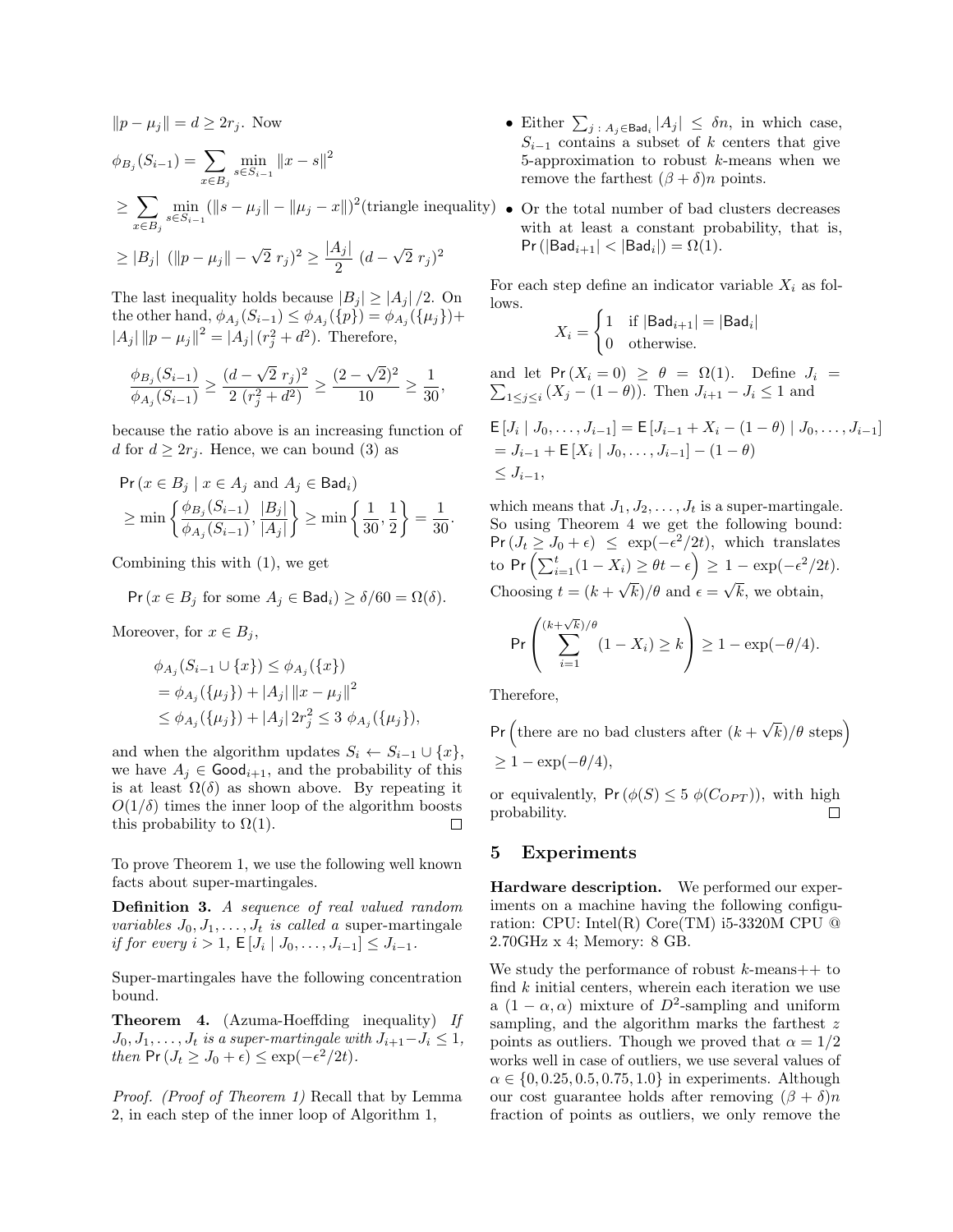$\|p - \mu_j\| = d \geq 2r_j$. Now

$$\phi_{B_j}(S_{i-1}) = \sum_{x \in B_j} \min_{s \in S_{i-1}} \|x - s\|^2$$

$$\geq \sum_{x \in B_j} \min_{s \in S_{i-1}} (\|s - \mu_j\| - \|\mu_j - x\|)^2 \text{(triangle inequality)}$$

$$\geq |B_j| \; (\|p - \mu_j\| - \sqrt{2}\; r_j)^2 \geq \frac{|A_j|}{2}\; (d - \sqrt{2}\; r_j)^2$$

The last inequality holds because $|B_j| \geq |A_j|/2$. On the other hand, $\phi_{A_j}(S_{i-1}) \leq \phi_{A_j}(\{p\}) = \phi_{A_j}(\{\mu_j\}) + |A_j| \|p - \mu_j\|^2 = |A_j| (r_j^2 + d^2)$. Therefore,

$$\frac{\phi_{B_j}(S_{i-1})}{\phi_{A_j}(S_{i-1})} \geq \frac{(d - \sqrt{2}\; r_j)^2}{2\; (r_j^2 + d^2)} \geq \frac{(2 - \sqrt{2})^2}{10} \geq \frac{1}{30},$$

because the ratio above is an increasing function of $d$ for $d \geq 2r_j$. Hence, we can bound (3) as

$$\Pr(x \in B_j \mid x \in A_j \text{ and } A_j \in \mathsf{Bad}_i)$$
$$\geq \min\left\{\frac{\phi_{B_j}(S_{i-1})}{\phi_{A_j}(S_{i-1})}, \frac{|B_j|}{|A_j|}\right\} \geq \min\left\{\frac{1}{30}, \frac{1}{2}\right\} = \frac{1}{30}.$$

Combining this with (1), we get

$$\Pr(x \in B_j \text{ for some } A_j \in \mathsf{Bad}_i) \geq \delta/60 = \Omega(\delta).$$

Moreover, for $x \in B_j$,

$$\phi_{A_j}(S_{i-1} \cup \{x\}) \leq \phi_{A_j}(\{x\})$$
$$= \phi_{A_j}(\{\mu_j\}) + |A_j| \|x - \mu_j\|^2$$
$$\leq \phi_{A_j}(\{\mu_j\}) + |A_j|\, 2r_j^2 \leq 3\; \phi_{A_j}(\{\mu_j\}),$$

and when the algorithm updates $S_i \leftarrow S_{i-1} \cup \{x\}$, we have $A_j \in \mathsf{Good}_{i+1}$, and the probability of this is at least $\Omega(\delta)$ as shown above. By repeating it $O(1/\delta)$ times the inner loop of the algorithm boosts this probability to $\Omega(1)$. □

To prove Theorem 1, we use the following well known facts about super-martingales.

**Definition 3.** *A sequence of real valued random variables $J_0, J_1, \ldots, J_t$ is called a* super-martingale *if for every $i > 1$, $\mathsf{E}[J_i \mid J_0, \ldots, J_{i-1}] \leq J_{i-1}$.*

Super-martingales have the following concentration bound.

**Theorem 4.** (Azuma-Hoeffding inequality) *If $J_0, J_1, \ldots, J_t$ is a super-martingale with $J_{i+1} - J_i \leq 1$, then $\Pr(J_t \geq J_0 + \epsilon) \leq \exp(-\epsilon^2/2t)$.*

*Proof. (Proof of Theorem 1)* Recall that by Lemma 2, in each step of the inner loop of Algorithm 1,

- Either $\sum_{j\,:\,A_j \in \mathsf{Bad}_i} |A_j| \leq \delta n$, in which case, $S_{i-1}$ contains a subset of $k$ centers that give 5-approximation to robust $k$-means when we remove the farthest $(\beta + \delta)n$ points.
- Or the total number of bad clusters decreases with at least a constant probability, that is, $\Pr(|\mathsf{Bad}_{i+1}| < |\mathsf{Bad}_i|) = \Omega(1)$.

For each step define an indicator variable $X_i$ as follows.

$$X_i = \begin{cases} 1 & \text{if } |\mathsf{Bad}_{i+1}| = |\mathsf{Bad}_i| \\ 0 & \text{otherwise.} \end{cases}$$

and let $\Pr(X_i = 0) \geq \theta = \Omega(1)$. Define $J_i = \sum_{1 \leq j \leq i} (X_j - (1 - \theta))$. Then $J_{i+1} - J_i \leq 1$ and

$$\mathsf{E}[J_i \mid J_0, \ldots, J_{i-1}] = \mathsf{E}[J_{i-1} + X_i - (1-\theta) \mid J_0, \ldots, J_{i-1}]$$
$$= J_{i-1} + \mathsf{E}[X_i \mid J_0, \ldots, J_{i-1}] - (1 - \theta)$$
$$\leq J_{i-1},$$

which means that $J_1, J_2, \ldots, J_t$ is a super-martingale. So using Theorem 4 we get the following bound: $\Pr(J_t \geq J_0 + \epsilon) \leq \exp(-\epsilon^2/2t)$, which translates to $\Pr\left(\sum_{i=1}^t (1 - X_i) \geq \theta t - \epsilon\right) \geq 1 - \exp(-\epsilon^2/2t)$. Choosing $t = (k + \sqrt{k})/\theta$ and $\epsilon = \sqrt{k}$, we obtain,

$$\Pr\left(\sum_{i=1}^{(k+\sqrt{k})/\theta} (1 - X_i) \geq k\right) \geq 1 - \exp(-\theta/4).$$

Therefore,

$$\Pr\left(\text{there are no bad clusters after } (k + \sqrt{k})/\theta \text{ steps}\right)$$
$$\geq 1 - \exp(-\theta/4),$$

or equivalently, $\Pr(\phi(S) \leq 5\; \phi(C_{OPT}))$, with high probability. □

## 5 Experiments

**Hardware description.** We performed our experiments on a machine having the following configuration: CPU: Intel(R) Core(TM) i5-3320M CPU @ 2.70GHz x 4; Memory: 8 GB.

We study the performance of robust $k$-means++ to find $k$ initial centers, wherein each iteration we use a $(1 - \alpha, \alpha)$ mixture of $D^2$-sampling and uniform sampling, and the algorithm marks the farthest $z$ points as outliers. Though we proved that $\alpha = 1/2$ works well in case of outliers, we use several values of $\alpha \in \{0, 0.25, 0.5, 0.75, 1.0\}$ in experiments. Although our cost guarantee holds after removing $(\beta + \delta)n$ fraction of points as outliers, we only remove the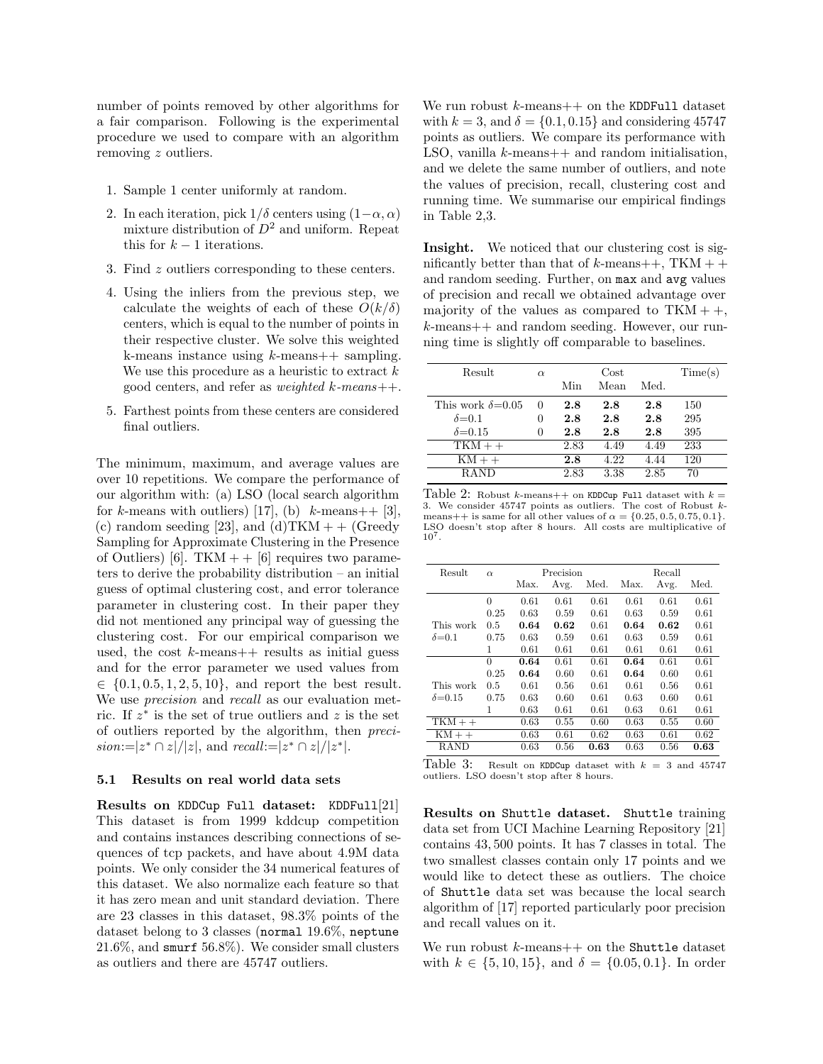number of points removed by other algorithms for a fair comparison. Following is the experimental procedure we used to compare with an algorithm removing $z$ outliers.

1. Sample 1 center uniformly at random.
2. In each iteration, pick $1/\delta$ centers using $(1-\alpha, \alpha)$ mixture distribution of $D^2$ and uniform. Repeat this for $k-1$ iterations.
3. Find $z$ outliers corresponding to these centers.
4. Using the inliers from the previous step, we calculate the weights of each of these $O(k/\delta)$ centers, which is equal to the number of points in their respective cluster. We solve this weighted k-means instance using $k$-means++ sampling. We use this procedure as a heuristic to extract $k$ good centers, and refer as *weighted k-means++*.
5. Farthest points from these centers are considered final outliers.

The minimum, maximum, and average values are over 10 repetitions. We compare the performance of our algorithm with: (a) LSO (local search algorithm for $k$-means with outliers) [17], (b) $k$-means++ [3], (c) random seeding [23], and (d)TKM + + (Greedy Sampling for Approximate Clustering in the Presence of Outliers) [6]. TKM + + [6] requires two parameters to derive the probability distribution – an initial guess of optimal clustering cost, and error tolerance parameter in clustering cost. In their paper they did not mentioned any principal way of guessing the clustering cost. For our empirical comparison we used, the cost $k$-means++ results as initial guess and for the error parameter we used values from $\in \{0.1, 0.5, 1, 2, 5, 10\}$, and report the best result. We use *precision* and *recall* as our evaluation metric. If $z^*$ is the set of true outliers and $z$ is the set of outliers reported by the algorithm, then *precision*$:=|z^* \cap z|/|z|$, and *recall*$:=|z^* \cap z|/|z^*|$.

### 5.1 Results on real world data sets

**Results on KDDCup Full dataset:** KDDFull[21] This dataset is from 1999 kddcup competition and contains instances describing connections of sequences of tcp packets, and have about 4.9M data points. We only consider the 34 numerical features of this dataset. We also normalize each feature so that it has zero mean and unit standard deviation. There are 23 classes in this dataset, 98.3% points of the dataset belong to 3 classes (normal 19.6%, neptune 21.6%, and smurf 56.8%). We consider small clusters as outliers and there are 45747 outliers.

We run robust $k$-means++ on the KDDFull dataset with $k = 3$, and $\delta = \{0.1, 0.15\}$ and considering 45747 points as outliers. We compare its performance with LSO, vanilla $k$-means++ and random initialisation, and we delete the same number of outliers, and note the values of precision, recall, clustering cost and running time. We summarise our empirical findings in Table 2,3.

**Insight.** We noticed that our clustering cost is significantly better than that of $k$-means++, TKM + + and random seeding. Further, on max and avg values of precision and recall we obtained advantage over majority of the values as compared to TKM + +, $k$-means++ and random seeding. However, our running time is slightly off comparable to baselines.

| Result | $\alpha$ | Cost | | | Time(s) |
|---|---|---|---|---|---|
| | | Min | Mean | Med. | |
| This work $\delta$=0.05 | 0 | **2.8** | **2.8** | **2.8** | 150 |
| $\delta$=0.1 | 0 | **2.8** | **2.8** | **2.8** | 295 |
| $\delta$=0.15 | 0 | **2.8** | **2.8** | **2.8** | 395 |
| TKM + + | | 2.83 | 4.49 | 4.49 | 233 |
| KM + + | | **2.8** | 4.22 | 4.44 | 120 |
| RAND | | 2.83 | 3.38 | 2.85 | 70 |

Table 2: Robust $k$-means++ on KDDCup Full dataset with $k = 3$. We consider 45747 points as outliers. The cost of Robust $k$-means++ is same for all other values of $\alpha = \{0.25, 0.5, 0.75, 0.1\}$. LSO doesn't stop after 8 hours. All costs are multiplicative of $10^7$.

| Result | $\alpha$ | Precision | | | Recall | | |
|---|---|---|---|---|---|---|---|
| | | Max. | Avg. | Med. | Max. | Avg. | Med. |
| This work $\delta$=0.1 | 0 | 0.61 | 0.61 | 0.61 | 0.61 | 0.61 | 0.61 |
| | 0.25 | 0.63 | 0.59 | 0.61 | 0.63 | 0.59 | 0.61 |
| | 0.5 | **0.64** | **0.62** | 0.61 | **0.64** | **0.62** | 0.61 |
| | 0.75 | 0.63 | 0.59 | 0.61 | 0.63 | 0.59 | 0.61 |
| | 1 | 0.61 | 0.61 | 0.61 | 0.61 | 0.61 | 0.61 |
| This work $\delta$=0.15 | 0 | **0.64** | 0.61 | 0.61 | **0.64** | 0.61 | 0.61 |
| | 0.25 | **0.64** | 0.60 | 0.61 | **0.64** | 0.60 | 0.61 |
| | 0.5 | 0.61 | 0.56 | 0.61 | 0.61 | 0.56 | 0.61 |
| | 0.75 | 0.63 | 0.60 | 0.61 | 0.63 | 0.60 | 0.61 |
| | 1 | 0.63 | 0.61 | 0.61 | 0.63 | 0.61 | 0.61 |
| TKM + + | | 0.63 | 0.55 | 0.60 | 0.63 | 0.55 | 0.60 |
| KM + + | | 0.63 | 0.61 | 0.62 | 0.63 | 0.61 | 0.62 |
| RAND | | 0.63 | 0.56 | **0.63** | 0.63 | 0.56 | **0.63** |

Table 3: Result on KDDCup dataset with $k = 3$ and 45747 outliers. LSO doesn't stop after 8 hours.

**Results on Shuttle dataset.** Shuttle training data set from UCI Machine Learning Repository [21] contains 43,500 points. It has 7 classes in total. The two smallest classes contain only 17 points and we would like to detect these as outliers. The choice of Shuttle data set was because the local search algorithm of [17] reported particularly poor precision and recall values on it.

We run robust $k$-means++ on the Shuttle dataset with $k \in \{5, 10, 15\}$, and $\delta = \{0.05, 0.1\}$. In order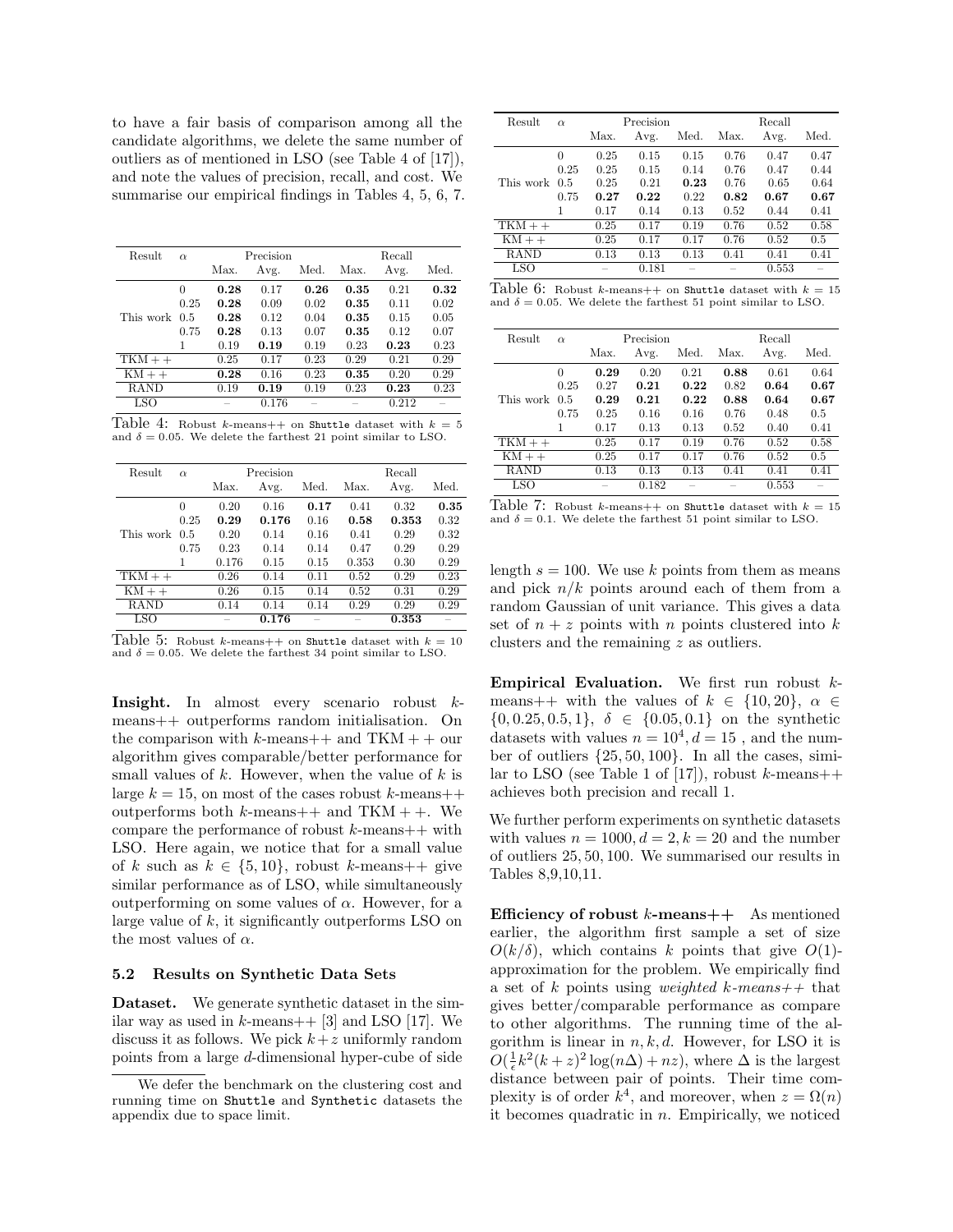to have a fair basis of comparison among all the candidate algorithms, we delete the same number of outliers as of mentioned in LSO (see Table 4 of [17]), and note the values of precision, recall, and cost. We summarise our empirical findings in Tables 4, 5, 6, 7.

| Result | $\alpha$ | Precision | | | Recall | | |
|---|---|---|---|---|---|---|---|
| | | Max. | Avg. | Med. | Max. | Avg. | Med. |
| This work | 0 | **0.28** | 0.17 | **0.26** | **0.35** | 0.21 | **0.32** |
| | 0.25 | **0.28** | 0.09 | 0.02 | **0.35** | 0.11 | 0.02 |
| | 0.5 | **0.28** | 0.12 | 0.04 | **0.35** | 0.15 | 0.05 |
| | 0.75 | **0.28** | 0.13 | 0.07 | **0.35** | 0.12 | 0.07 |
| | 1 | 0.19 | **0.19** | 0.19 | 0.23 | **0.23** | 0.23 |
| TKM + + | | 0.25 | 0.17 | 0.23 | 0.29 | 0.21 | 0.29 |
| KM + + | | **0.28** | 0.16 | 0.23 | **0.35** | 0.20 | 0.29 |
| RAND | | 0.19 | **0.19** | 0.19 | 0.23 | **0.23** | 0.23 |
| LSO | | – | 0.176 | – | – | 0.212 | – |

Table 4: Robust $k$-means++ on Shuttle dataset with $k = 5$ and $\delta = 0.05$. We delete the farthest 21 point similar to LSO.

| Result | $\alpha$ | Precision | | | Recall | | |
|---|---|---|---|---|---|---|---|
| | | Max. | Avg. | Med. | Max. | Avg. | Med. |
| This work | 0 | 0.20 | 0.16 | **0.17** | 0.41 | 0.32 | **0.35** |
| | 0.25 | **0.29** | **0.176** | 0.16 | **0.58** | **0.353** | 0.32 |
| | 0.5 | 0.20 | 0.14 | 0.16 | 0.41 | 0.29 | 0.32 |
| | 0.75 | 0.23 | 0.14 | 0.14 | 0.47 | 0.29 | 0.29 |
| | 1 | 0.176 | 0.15 | 0.15 | 0.353 | 0.30 | 0.29 |
| TKM + + | | 0.26 | 0.14 | 0.11 | 0.52 | 0.29 | 0.23 |
| KM + + | | 0.26 | 0.15 | 0.14 | 0.52 | 0.31 | 0.29 |
| RAND | | 0.14 | 0.14 | 0.14 | 0.29 | 0.29 | 0.29 |
| LSO | | – | **0.176** | – | – | **0.353** | – |

Table 5: Robust $k$-means++ on Shuttle dataset with $k = 10$ and $\delta = 0.05$. We delete the farthest 34 point similar to LSO.

**Insight.** In almost every scenario robust $k$-means++ outperforms random initialisation. On the comparison with $k$-means++ and TKM + + our algorithm gives comparable/better performance for small values of $k$. However, when the value of $k$ is large $k = 15$, on most of the cases robust $k$-means++ outperforms both $k$-means++ and TKM + +. We compare the performance of robust $k$-means++ with LSO. Here again, we notice that for a small value of $k$ such as $k \in \{5, 10\}$, robust $k$-means++ give similar performance as of LSO, while simultaneously outperforming on some values of $\alpha$. However, for a large value of $k$, it significantly outperforms LSO on the most values of $\alpha$.

### 5.2 Results on Synthetic Data Sets

**Dataset.** We generate synthetic dataset in the similar way as used in $k$-means++ [3] and LSO [17]. We discuss it as follows. We pick $k + z$ uniformly random points from a large $d$-dimensional hyper-cube of side length $s = 100$. We use $k$ points from them as means and pick $n/k$ points around each of them from a random Gaussian of unit variance. This gives a data set of $n + z$ points with $n$ points clustered into $k$ clusters and the remaining $z$ as outliers.

| Result | $\alpha$ | Precision | | | Recall | | |
|---|---|---|---|---|---|---|---|
| | | Max. | Avg. | Med. | Max. | Avg. | Med. |
| This work | 0 | 0.25 | 0.15 | 0.15 | 0.76 | 0.47 | 0.47 |
| | 0.25 | 0.25 | 0.15 | 0.14 | 0.76 | 0.47 | 0.44 |
| | 0.5 | 0.25 | 0.21 | **0.23** | 0.76 | 0.65 | 0.64 |
| | 0.75 | **0.27** | **0.22** | 0.22 | **0.82** | **0.67** | **0.67** |
| | 1 | 0.17 | 0.14 | 0.13 | 0.52 | 0.44 | 0.41 |
| TKM + + | | 0.25 | 0.17 | 0.19 | 0.76 | 0.52 | 0.58 |
| KM + + | | 0.25 | 0.17 | 0.17 | 0.76 | 0.52 | 0.5 |
| RAND | | 0.13 | 0.13 | 0.13 | 0.41 | 0.41 | 0.41 |
| LSO | | – | 0.181 | – | – | 0.553 | – |

Table 6: Robust $k$-means++ on Shuttle dataset with $k = 15$ and $\delta = 0.05$. We delete the farthest 51 point similar to LSO.

| Result | $\alpha$ | Precision | | | Recall | | |
|---|---|---|---|---|---|---|---|
| | | Max. | Avg. | Med. | Max. | Avg. | Med. |
| This work | 0 | **0.29** | 0.20 | 0.21 | **0.88** | 0.61 | 0.64 |
| | 0.25 | 0.27 | **0.21** | **0.22** | 0.82 | **0.64** | **0.67** |
| | 0.5 | **0.29** | **0.21** | **0.22** | **0.88** | **0.64** | **0.67** |
| | 0.75 | 0.25 | 0.16 | 0.16 | 0.76 | 0.48 | 0.5 |
| | 1 | 0.17 | 0.13 | 0.13 | 0.52 | 0.40 | 0.41 |
| TKM + + | | 0.25 | 0.17 | 0.19 | 0.76 | 0.52 | 0.58 |
| KM + + | | 0.25 | 0.17 | 0.17 | 0.76 | 0.52 | 0.5 |
| RAND | | 0.13 | 0.13 | 0.13 | 0.41 | 0.41 | 0.41 |
| LSO | | – | 0.182 | – | – | 0.553 | – |

Table 7: Robust $k$-means++ on Shuttle dataset with $k = 15$ and $\delta = 0.1$. We delete the farthest 51 point similar to LSO.

**Empirical Evaluation.** We first run robust $k$-means++ with the values of $k \in \{10, 20\}$, $\alpha \in \{0, 0.25, 0.5, 1\}$, $\delta \in \{0.05, 0.1\}$ on the synthetic datasets with values $n = 10^4, d = 15$ , and the number of outliers $\{25, 50, 100\}$. In all the cases, similar to LSO (see Table 1 of [17]), robust $k$-means++ achieves both precision and recall 1.

We further perform experiments on synthetic datasets with values $n = 1000, d = 2, k = 20$ and the number of outliers 25, 50, 100. We summarised our results in Tables 8,9,10,11.

**Efficiency of robust $k$-means++** As mentioned earlier, the algorithm first sample a set of size $O(k/\delta)$, which contains $k$ points that give $O(1)$-approximation for the problem. We empirically find a set of $k$ points using *weighted k-means++* that gives better/comparable performance as compare to other algorithms. The running time of the algorithm is linear in $n, k, d$. However, for LSO it is $O(\frac{1}{\epsilon}k^2(k + z)^2 \log(n\Delta) + nz)$, where $\Delta$ is the largest distance between pair of points. Their time complexity is of order $k^4$, and moreover, when $z = \Omega(n)$ it becomes quadratic in $n$. Empirically, we noticed

We defer the benchmark on the clustering cost and running time on Shuttle and Synthetic datasets the appendix due to space limit.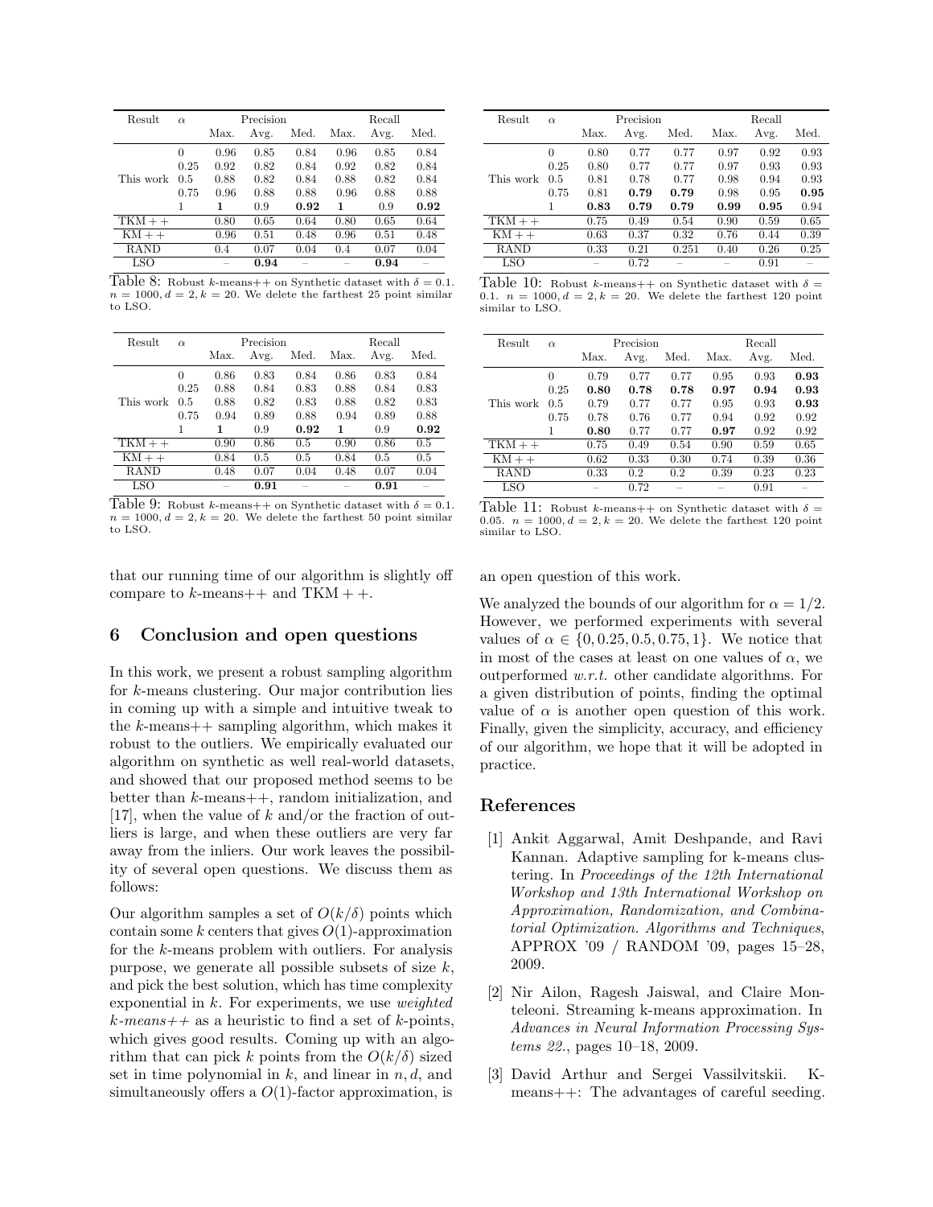| Result | $\alpha$ | Precision | | | Recall | | |
|---|---|---|---|---|---|---|---|
| | | Max. | Avg. | Med. | Max. | Avg. | Med. |
| This work | 0 | 0.96 | 0.85 | 0.84 | 0.96 | 0.85 | 0.84 |
| | 0.25 | 0.92 | 0.82 | 0.84 | 0.92 | 0.82 | 0.84 |
| | 0.5 | 0.88 | 0.82 | 0.84 | 0.88 | 0.82 | 0.84 |
| | 0.75 | 0.96 | 0.88 | 0.88 | 0.96 | 0.88 | 0.88 |
| | 1 | **1** | 0.9 | **0.92** | **1** | 0.9 | **0.92** |
| TKM ++ | | 0.80 | 0.65 | 0.64 | 0.80 | 0.65 | 0.64 |
| KM ++ | | 0.96 | 0.51 | 0.48 | 0.96 | 0.51 | 0.48 |
| RAND | | 0.4 | 0.07 | 0.04 | 0.4 | 0.07 | 0.04 |
| LSO | | – | **0.94** | – | – | **0.94** | – |

Table 8: Robust $k$-means++ on Synthetic dataset with $\delta = 0.1$. $n = 1000, d = 2, k = 20$. We delete the farthest 25 point similar to LSO.

| Result | $\alpha$ | Precision | | | Recall | | |
|---|---|---|---|---|---|---|---|
| | | Max. | Avg. | Med. | Max. | Avg. | Med. |
| This work | 0 | 0.86 | 0.83 | 0.84 | 0.86 | 0.83 | 0.84 |
| | 0.25 | 0.88 | 0.84 | 0.83 | 0.88 | 0.84 | 0.83 |
| | 0.5 | 0.88 | 0.82 | 0.83 | 0.88 | 0.82 | 0.83 |
| | 0.75 | 0.94 | 0.89 | 0.88 | 0.94 | 0.89 | 0.88 |
| | 1 | **1** | 0.9 | **0.92** | **1** | 0.9 | **0.92** |
| TKM ++ | | 0.90 | 0.86 | 0.5 | 0.90 | 0.86 | 0.5 |
| KM ++ | | 0.84 | 0.5 | 0.5 | 0.84 | 0.5 | 0.5 |
| RAND | | 0.48 | 0.07 | 0.04 | 0.48 | 0.07 | 0.04 |
| LSO | | – | **0.91** | – | – | **0.91** | – |

Table 9: Robust $k$-means++ on Synthetic dataset with $\delta = 0.1$. $n = 1000, d = 2, k = 20$. We delete the farthest 50 point similar to LSO.

| Result | $\alpha$ | Precision | | | Recall | | |
|---|---|---|---|---|---|---|---|
| | | Max. | Avg. | Med. | Max. | Avg. | Med. |
| This work | 0 | 0.80 | 0.77 | 0.77 | 0.97 | 0.92 | 0.93 |
| | 0.25 | 0.80 | 0.77 | 0.77 | 0.97 | 0.93 | 0.93 |
| | 0.5 | 0.81 | 0.78 | 0.77 | 0.98 | 0.94 | 0.93 |
| | 0.75 | 0.81 | **0.79** | **0.79** | 0.98 | 0.95 | **0.95** |
| | 1 | **0.83** | **0.79** | **0.79** | **0.99** | **0.95** | 0.94 |
| TKM ++ | | 0.75 | 0.49 | 0.54 | 0.90 | 0.59 | 0.65 |
| KM ++ | | 0.63 | 0.37 | 0.32 | 0.76 | 0.44 | 0.39 |
| RAND | | 0.33 | 0.21 | 0.251 | 0.40 | 0.26 | 0.25 |
| LSO | | – | 0.72 | – | – | 0.91 | – |

Table 10: Robust $k$-means++ on Synthetic dataset with $\delta = 0.1$. $n = 1000, d = 2, k = 20$. We delete the farthest 120 point similar to LSO.

| Result | $\alpha$ | Precision | | | Recall | | |
|---|---|---|---|---|---|---|---|
| | | Max. | Avg. | Med. | Max. | Avg. | Med. |
| This work | 0 | 0.79 | 0.77 | 0.77 | 0.95 | 0.93 | **0.93** |
| | 0.25 | **0.80** | **0.78** | **0.78** | **0.97** | **0.94** | **0.93** |
| | 0.5 | 0.79 | 0.77 | 0.77 | 0.95 | 0.93 | **0.93** |
| | 0.75 | 0.78 | 0.76 | 0.77 | 0.94 | 0.92 | 0.92 |
| | 1 | **0.80** | 0.77 | 0.77 | **0.97** | 0.92 | 0.92 |
| TKM ++ | | 0.75 | 0.49 | 0.54 | 0.90 | 0.59 | 0.65 |
| KM ++ | | 0.62 | 0.33 | 0.30 | 0.74 | 0.39 | 0.36 |
| RAND | | 0.33 | 0.2 | 0.2 | 0.39 | 0.23 | 0.23 |
| LSO | | – | 0.72 | – | – | 0.91 | – |

Table 11: Robust $k$-means++ on Synthetic dataset with $\delta = 0.05$. $n = 1000, d = 2, k = 20$. We delete the farthest 120 point similar to LSO.

that our running time of our algorithm is slightly off compare to $k$-means++ and TKM ++.

## 6 Conclusion and open questions

In this work, we present a robust sampling algorithm for $k$-means clustering. Our major contribution lies in coming up with a simple and intuitive tweak to the $k$-means++ sampling algorithm, which makes it robust to the outliers. We empirically evaluated our algorithm on synthetic as well real-world datasets, and showed that our proposed method seems to be better than $k$-means++, random initialization, and [17], when the value of $k$ and/or the fraction of outliers is large, and when these outliers are very far away from the inliers. Our work leaves the possibility of several open questions. We discuss them as follows:

Our algorithm samples a set of $O(k/\delta)$ points which contain some $k$ centers that gives $O(1)$-approximation for the $k$-means problem with outliers. For analysis purpose, we generate all possible subsets of size $k$, and pick the best solution, which has time complexity exponential in $k$. For experiments, we use *weighted k-means++* as a heuristic to find a set of $k$-points, which gives good results. Coming up with an algorithm that can pick $k$ points from the $O(k/\delta)$ sized set in time polynomial in $k$, and linear in $n, d$, and simultaneously offers a $O(1)$-factor approximation, is an open question of this work.

We analyzed the bounds of our algorithm for $\alpha = 1/2$. However, we performed experiments with several values of $\alpha \in \{0, 0.25, 0.5, 0.75, 1\}$. We notice that in most of the cases at least on one values of $\alpha$, we outperformed *w.r.t.* other candidate algorithms. For a given distribution of points, finding the optimal value of $\alpha$ is another open question of this work. Finally, given the simplicity, accuracy, and efficiency of our algorithm, we hope that it will be adopted in practice.

## References

[1] Ankit Aggarwal, Amit Deshpande, and Ravi Kannan. Adaptive sampling for k-means clustering. In *Proceedings of the 12th International Workshop and 13th International Workshop on Approximation, Randomization, and Combinatorial Optimization. Algorithms and Techniques*, APPROX '09 / RANDOM '09, pages 15–28, 2009.

[2] Nir Ailon, Ragesh Jaiswal, and Claire Monteleoni. Streaming k-means approximation. In *Advances in Neural Information Processing Systems 22.*, pages 10–18, 2009.

[3] David Arthur and Sergei Vassilvitskii. K-means++: The advantages of careful seeding.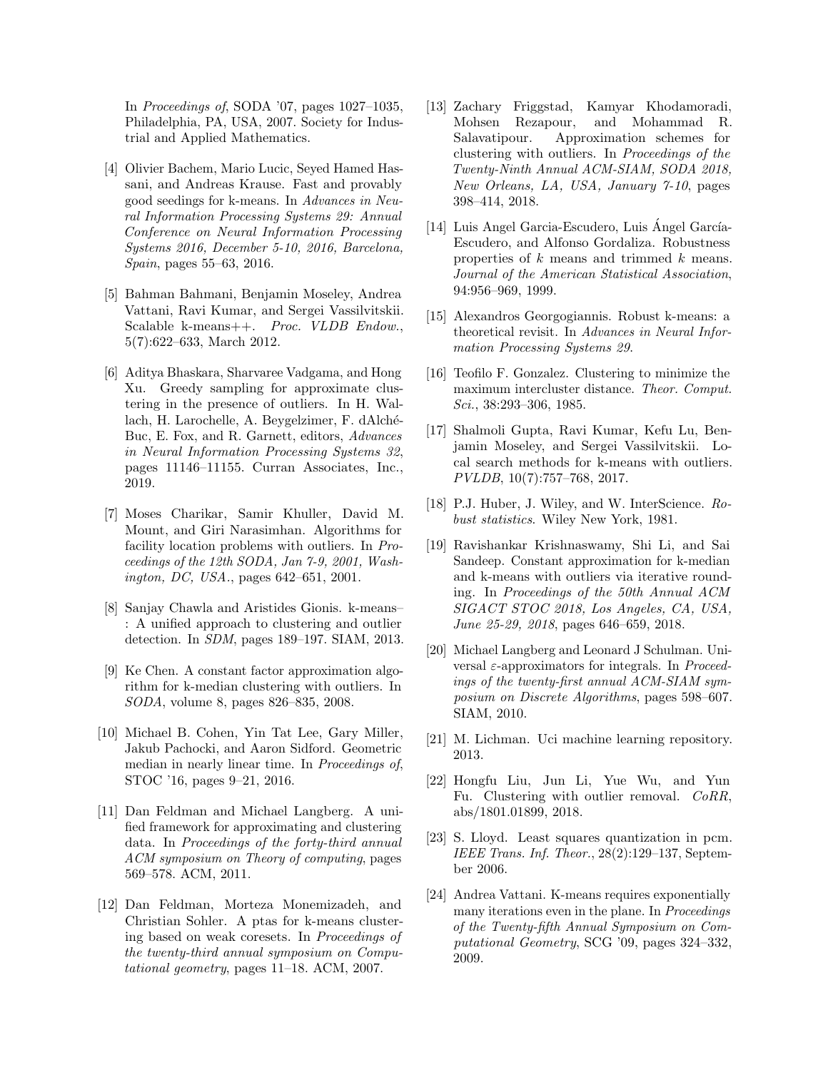In *Proceedings of*, SODA '07, pages 1027–1035, Philadelphia, PA, USA, 2007. Society for Industrial and Applied Mathematics.

[4] Olivier Bachem, Mario Lucic, Seyed Hamed Hassani, and Andreas Krause. Fast and provably good seedings for k-means. In *Advances in Neural Information Processing Systems 29: Annual Conference on Neural Information Processing Systems 2016, December 5-10, 2016, Barcelona, Spain*, pages 55–63, 2016.

[5] Bahman Bahmani, Benjamin Moseley, Andrea Vattani, Ravi Kumar, and Sergei Vassilvitskii. Scalable k-means++. *Proc. VLDB Endow.*, 5(7):622–633, March 2012.

[6] Aditya Bhaskara, Sharvaree Vadgama, and Hong Xu. Greedy sampling for approximate clustering in the presence of outliers. In H. Wallach, H. Larochelle, A. Beygelzimer, F. dAlché-Buc, E. Fox, and R. Garnett, editors, *Advances in Neural Information Processing Systems 32*, pages 11146–11155. Curran Associates, Inc., 2019.

[7] Moses Charikar, Samir Khuller, David M. Mount, and Giri Narasimhan. Algorithms for facility location problems with outliers. In *Proceedings of the 12th SODA, Jan 7-9, 2001, Washington, DC, USA.*, pages 642–651, 2001.

[8] Sanjay Chawla and Aristides Gionis. k-means–: A unified approach to clustering and outlier detection. In *SDM*, pages 189–197. SIAM, 2013.

[9] Ke Chen. A constant factor approximation algorithm for k-median clustering with outliers. In *SODA*, volume 8, pages 826–835, 2008.

[10] Michael B. Cohen, Yin Tat Lee, Gary Miller, Jakub Pachocki, and Aaron Sidford. Geometric median in nearly linear time. In *Proceedings of*, STOC '16, pages 9–21, 2016.

[11] Dan Feldman and Michael Langberg. A unified framework for approximating and clustering data. In *Proceedings of the forty-third annual ACM symposium on Theory of computing*, pages 569–578. ACM, 2011.

[12] Dan Feldman, Morteza Monemizadeh, and Christian Sohler. A ptas for k-means clustering based on weak coresets. In *Proceedings of the twenty-third annual symposium on Computational geometry*, pages 11–18. ACM, 2007.

[13] Zachary Friggstad, Kamyar Khodamoradi, Mohsen Rezapour, and Mohammad R. Salavatipour. Approximation schemes for clustering with outliers. In *Proceedings of the Twenty-Ninth Annual ACM-SIAM, SODA 2018, New Orleans, LA, USA, January 7-10*, pages 398–414, 2018.

[14] Luis Angel Garcia-Escudero, Luis Ángel García-Escudero, and Alfonso Gordaliza. Robustness properties of $k$ means and trimmed $k$ means. *Journal of the American Statistical Association*, 94:956–969, 1999.

[15] Alexandros Georgogiannis. Robust k-means: a theoretical revisit. In *Advances in Neural Information Processing Systems 29*.

[16] Teofilo F. Gonzalez. Clustering to minimize the maximum intercluster distance. *Theor. Comput. Sci.*, 38:293–306, 1985.

[17] Shalmoli Gupta, Ravi Kumar, Kefu Lu, Benjamin Moseley, and Sergei Vassilvitskii. Local search methods for k-means with outliers. *PVLDB*, 10(7):757–768, 2017.

[18] P.J. Huber, J. Wiley, and W. InterScience. *Robust statistics*. Wiley New York, 1981.

[19] Ravishankar Krishnaswamy, Shi Li, and Sai Sandeep. Constant approximation for k-median and k-means with outliers via iterative rounding. In *Proceedings of the 50th Annual ACM SIGACT STOC 2018, Los Angeles, CA, USA, June 25-29, 2018*, pages 646–659, 2018.

[20] Michael Langberg and Leonard J Schulman. Universal $\varepsilon$-approximators for integrals. In *Proceedings of the twenty-first annual ACM-SIAM symposium on Discrete Algorithms*, pages 598–607. SIAM, 2010.

[21] M. Lichman. Uci machine learning repository. 2013.

[22] Hongfu Liu, Jun Li, Yue Wu, and Yun Fu. Clustering with outlier removal. *CoRR*, abs/1801.01899, 2018.

[23] S. Lloyd. Least squares quantization in pcm. *IEEE Trans. Inf. Theor.*, 28(2):129–137, September 2006.

[24] Andrea Vattani. K-means requires exponentially many iterations even in the plane. In *Proceedings of the Twenty-fifth Annual Symposium on Computational Geometry*, SCG '09, pages 324–332, 2009.